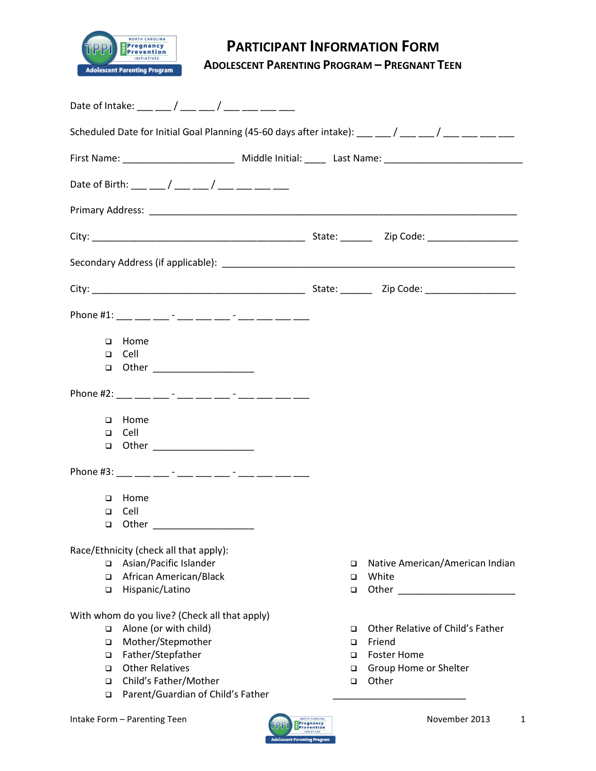# PARTICIPANT INFORMATION FORM

## ADOLESCENT PARENTING PROGRAM – PREGNANT TEEN

Date of Intake: ___ ___ / ___ ___ / ___ ___ ___ ___

Scheduled Date for Initial Goal Planning (45-60 days after intake): ___ ___ / ___ ___ / ___ ___ ___ ___

First Name: ______________________ Middle Initial: ____ Last Name: ___________________________

Date of Birth: ___ ___ / ___ ___ / ___ ___ ___ ___

Primary Address: ________________________________________________________________________

City: __________________________________________ State: ______ Zip Code: __________________

Secondary Address (if applicable): __________________________________________________________

City: __________________________________________ State: ______ Zip Code: __________________

Phone #1: ___ ___ ___ - ___ ___ ___ - ___ ___ ___ ___

- ❑ Home
- ❑ Cell
- ❑ Other ____________________

Phone #2: ___ ___ ___ - ___ ___ ___ - ___ ___ ___ ___

- ❑ Home
- ❑ Cell
- ❑ Other ____________________

Phone #3: ___ ___ ___ - ___ ___ ___ - ___ ___ ___ ___

- ❑ Home
- ❑ Cell
- ❑ Other ____________________

Race/Ethnicity (check all that apply):

- ❑ Asian/Pacific Islander
- ❑ African American/Black
- ❑ Hispanic/Latino
- ❑ Native American/American Indian
- ❑ White
- ❑ Other _______________________

With whom do you live? (Check all that apply)

- ❑ Alone (or with child)
- ❑ Mother/Stepmother
- ❑ Father/Stepfather
- ❑ Other Relatives
- ❑ Child's Father/Mother
- ❑ Parent/Guardian of Child's Father
- ❑ Other Relative of Child's Father
- ❑ Friend
- ❑ Foster Home
- ❑ Group Home or Shelter
- ❑ Other __________________________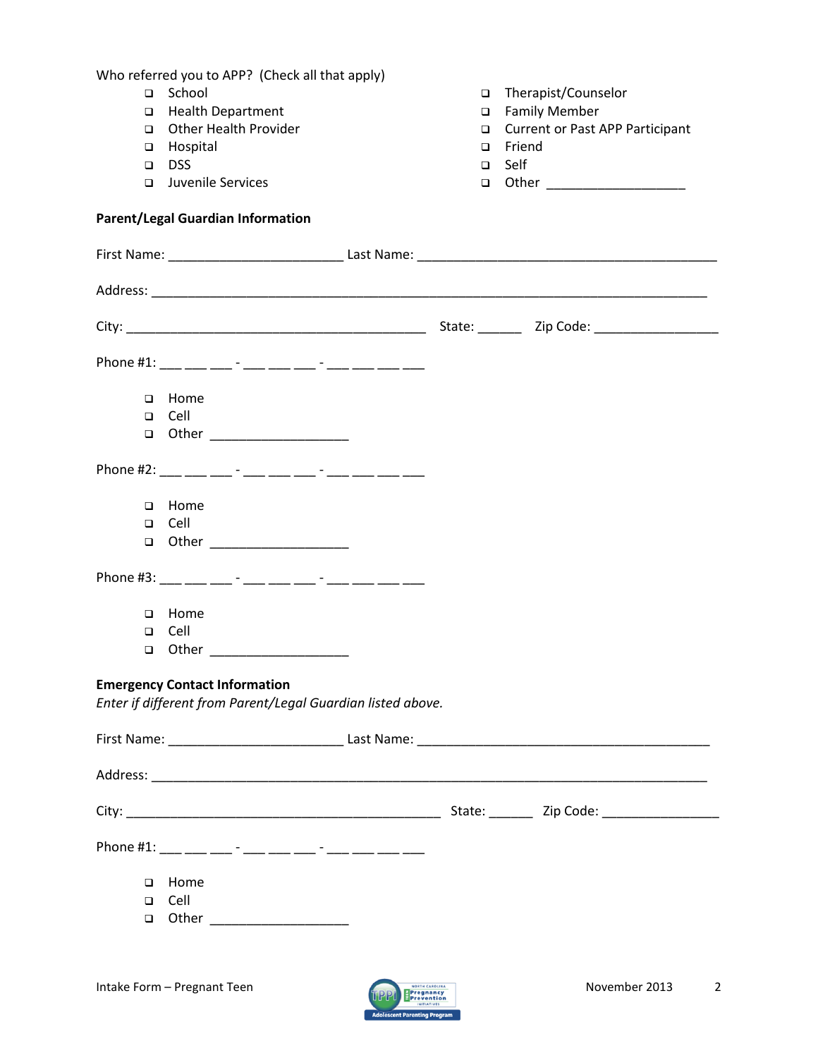Who referred you to APP? (Check all that apply)

- ❑ School
- ❑ Health Department
- ❑ Other Health Provider
- ❑ Hospital
- ❑ DSS
- ❑ Juvenile Services
- ❑ Therapist/Counselor
- ❑ Family Member
- ❑ Current or Past APP Participant
- ❑ Friend
- ❑ Self
- ❑ Other ___________________

**Parent/Legal Guardian Information**

First Name: _______________________ Last Name: ________________________________________

Address: ___________________________________________________________________________

City: ________________________________________ State: ______ Zip Code: ________________

Phone #1: ___ ___ ___ - ___ ___ ___ - ___ ___ ___ ___

- ❑ Home
- ❑ Cell
- ❑ Other ___________________

Phone #2: ___ ___ ___ - ___ ___ ___ - ___ ___ ___ ___

- ❑ Home
- ❑ Cell
- ❑ Other ___________________

Phone #3: ___ ___ ___ - ___ ___ ___ - ___ ___ ___ ___

- ❑ Home
- ❑ Cell
- ❑ Other ___________________

**Emergency Contact Information**

*Enter if different from Parent/Legal Guardian listed above.*

First Name: _______________________ Last Name: ________________________________________

Address: ___________________________________________________________________________

City: __________________________________________ State: ______ Zip Code: ________________

Phone #1: ___ ___ ___ - ___ ___ ___ - ___ ___ ___ ___

- ❑ Home
- ❑ Cell
- ❑ Other ___________________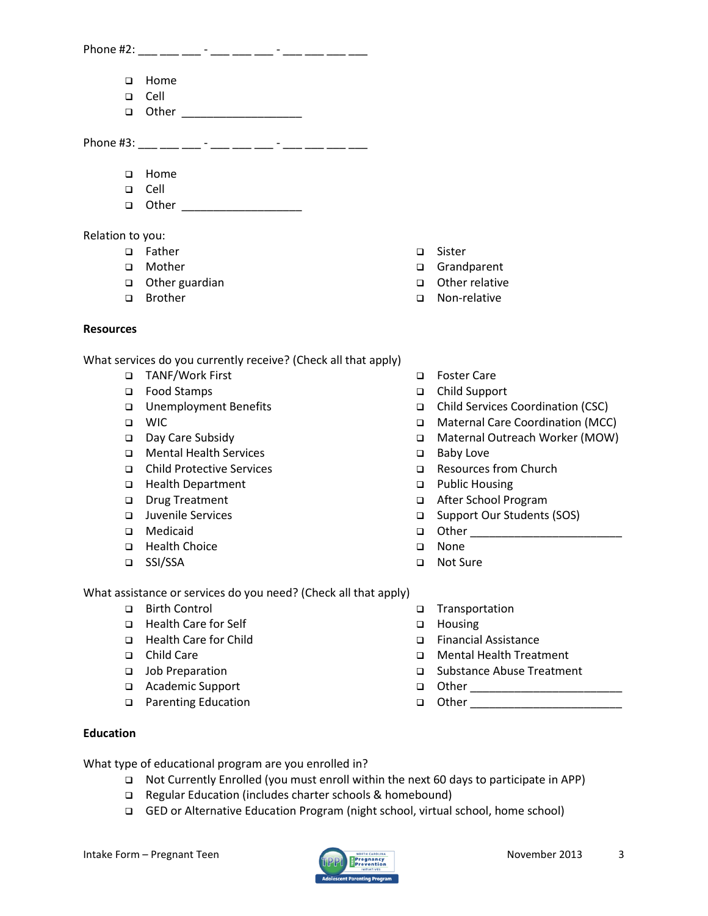Phone #2: ___ ___ ___ - ___ ___ ___ - ___ ___ ___ ___

- ❑ Home
- ❑ Cell
- ❑ Other ___________________

Phone #3: ___ ___ ___ - ___ ___ ___ - ___ ___ ___ ___

- ❑ Home
- ❑ Cell
- ❑ Other ___________________

Relation to you:

- ❑ Father
- ❑ Mother
- ❑ Other guardian
- ❑ Brother
- ❑ Sister
- ❑ Grandparent
- ❑ Other relative
- ❑ Non-relative

**Resources**

What services do you currently receive? (Check all that apply)

- ❑ TANF/Work First
- ❑ Food Stamps
- ❑ Unemployment Benefits
- ❑ WIC
- ❑ Day Care Subsidy
- ❑ Mental Health Services
- ❑ Child Protective Services
- ❑ Health Department
- ❑ Drug Treatment
- ❑ Juvenile Services
- ❑ Medicaid
- ❑ Health Choice
- ❑ SSI/SSA
- ❑ Foster Care
- ❑ Child Support
- ❑ Child Services Coordination (CSC)
- ❑ Maternal Care Coordination (MCC)
- ❑ Maternal Outreach Worker (MOW)
- ❑ Baby Love
- ❑ Resources from Church
- ❑ Public Housing
- ❑ After School Program
- ❑ Support Our Students (SOS)
- ❑ Other ________________________
- ❑ None
- ❑ Not Sure

What assistance or services do you need? (Check all that apply)

- ❑ Birth Control
- ❑ Health Care for Self
- ❑ Health Care for Child
- ❑ Child Care
- ❑ Job Preparation
- ❑ Academic Support
- ❑ Parenting Education
- ❑ Transportation
- ❑ Housing
- ❑ Financial Assistance
- ❑ Mental Health Treatment
- ❑ Substance Abuse Treatment
- ❑ Other ________________________
- ❑ Other ________________________

**Education**

What type of educational program are you enrolled in?

- ❑ Not Currently Enrolled (you must enroll within the next 60 days to participate in APP)
- ❑ Regular Education (includes charter schools & homebound)
- ❑ GED or Alternative Education Program (night school, virtual school, home school)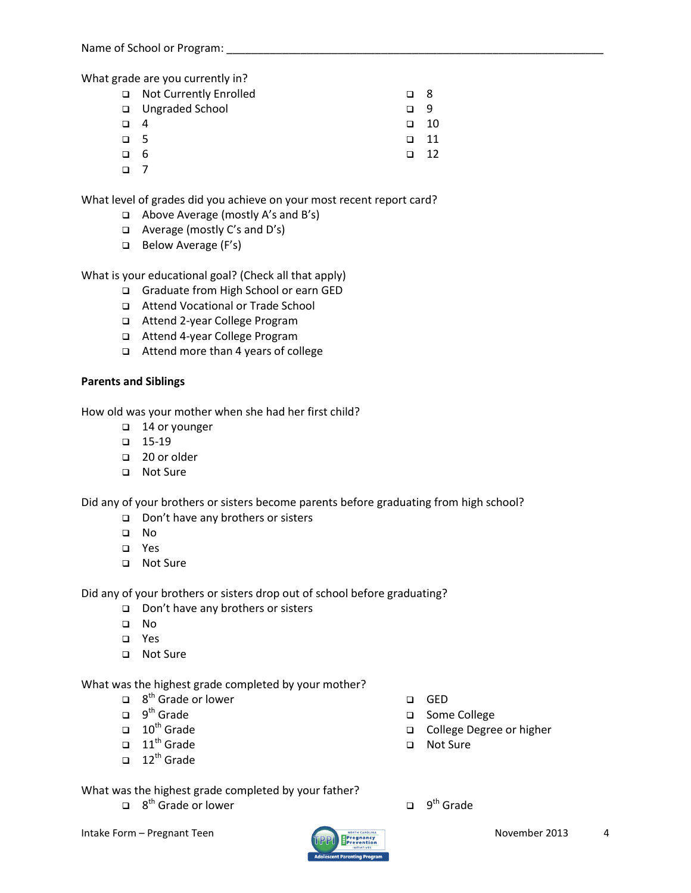Name of School or Program: ___________________________________________________________

What grade are you currently in?

- ☐ Not Currently Enrolled
- ☐ Ungraded School
- ☐ 4
- ☐ 5
- ☐ 6
- ☐ 7
- ☐ 8
- ☐ 9
- ☐ 10
- ☐ 11
- ☐ 12

What level of grades did you achieve on your most recent report card?

- ☐ Above Average (mostly A's and B's)
- ☐ Average (mostly C's and D's)
- ☐ Below Average (F's)

What is your educational goal? (Check all that apply)

- ☐ Graduate from High School or earn GED
- ☐ Attend Vocational or Trade School
- ☐ Attend 2-year College Program
- ☐ Attend 4-year College Program
- ☐ Attend more than 4 years of college

**Parents and Siblings**

How old was your mother when she had her first child?

- ☐ 14 or younger
- ☐ 15-19
- ☐ 20 or older
- ☐ Not Sure

Did any of your brothers or sisters become parents before graduating from high school?

- ☐ Don't have any brothers or sisters
- ☐ No
- ☐ Yes
- ☐ Not Sure

Did any of your brothers or sisters drop out of school before graduating?

- ☐ Don't have any brothers or sisters
- ☐ No
- ☐ Yes
- ☐ Not Sure

What was the highest grade completed by your mother?

- ☐ 8th Grade or lower
- ☐ 9th Grade
- ☐ 10th Grade
- ☐ 11th Grade
- ☐ 12th Grade
- ☐ GED
- ☐ Some College
- ☐ College Degree or higher
- ☐ Not Sure

What was the highest grade completed by your father?

- ☐ 8th Grade or lower
- ☐ 9th Grade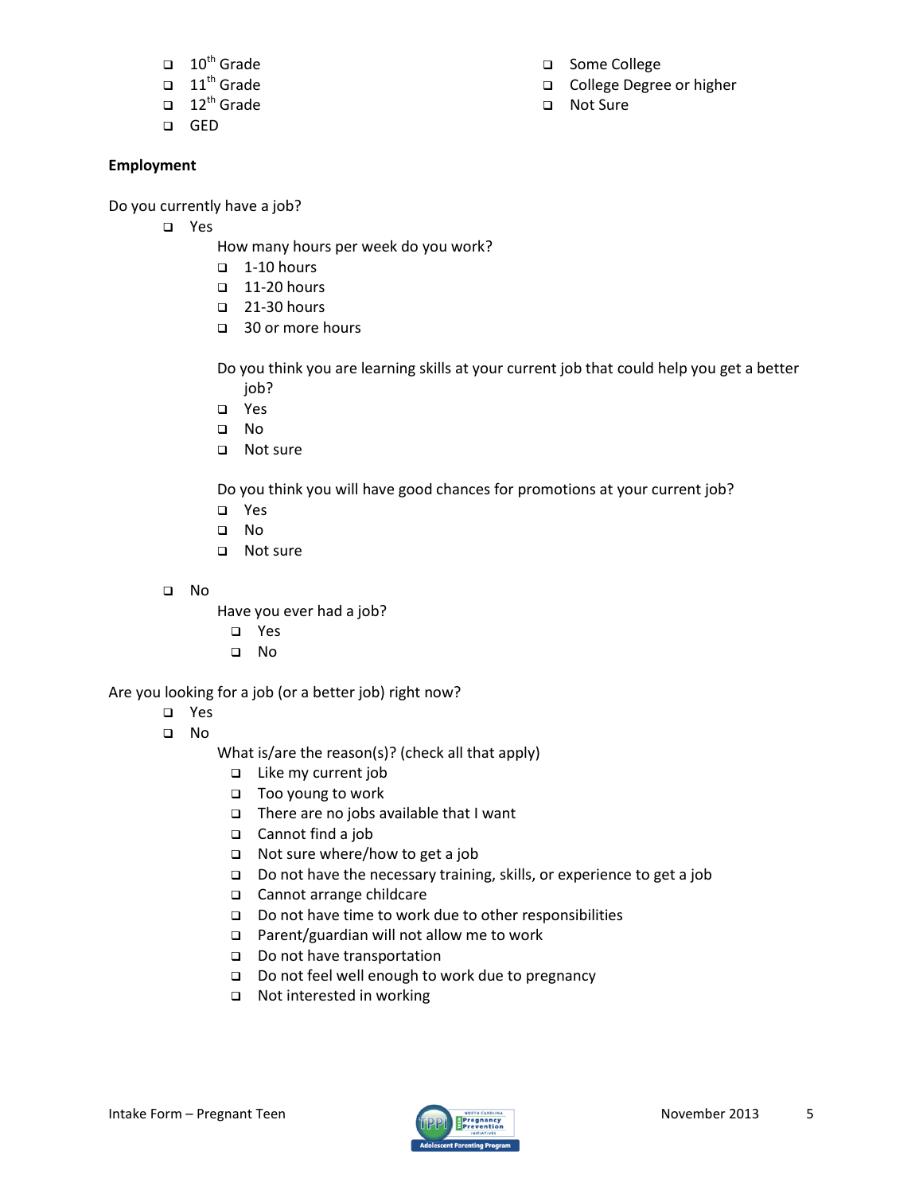- 10th Grade
- 11th Grade
- 12th Grade
- GED
- Some College
- College Degree or higher
- Not Sure

**Employment**

Do you currently have a job?

- Yes
  - How many hours per week do you work?
    - 1-10 hours
    - 11-20 hours
    - 21-30 hours
    - 30 or more hours
  - Do you think you are learning skills at your current job that could help you get a better job?
    - Yes
    - No
    - Not sure
  - Do you think you will have good chances for promotions at your current job?
    - Yes
    - No
    - Not sure
- No
  - Have you ever had a job?
    - Yes
    - No

Are you looking for a job (or a better job) right now?

- Yes
- No
  - What is/are the reason(s)? (check all that apply)
    - Like my current job
    - Too young to work
    - There are no jobs available that I want
    - Cannot find a job
    - Not sure where/how to get a job
    - Do not have the necessary training, skills, or experience to get a job
    - Cannot arrange childcare
    - Do not have time to work due to other responsibilities
    - Parent/guardian will not allow me to work
    - Do not have transportation
    - Do not feel well enough to work due to pregnancy
    - Not interested in working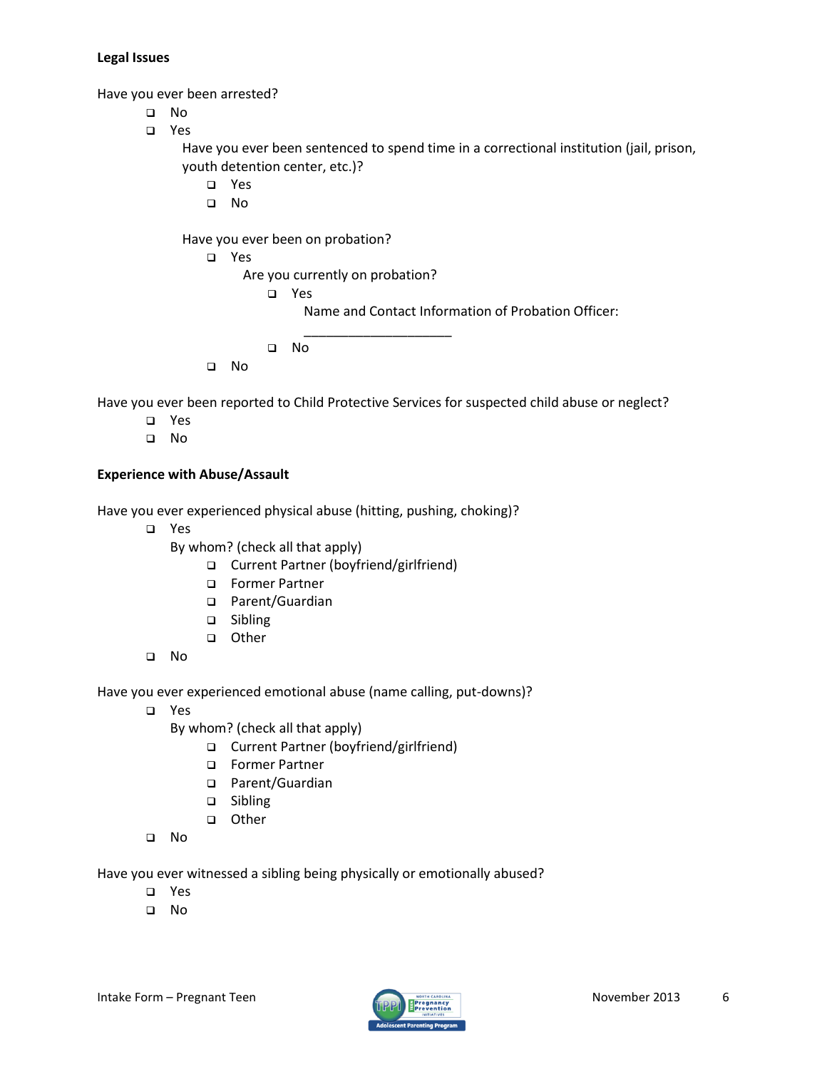**Legal Issues**

Have you ever been arrested?

- ❑ No
- ❑ Yes
  - Have you ever been sentenced to spend time in a correctional institution (jail, prison, youth detention center, etc.)?
    - ❑ Yes
    - ❑ No
  - Have you ever been on probation?
    - ❑ Yes
      - Are you currently on probation?
        - ❑ Yes
          - Name and Contact Information of Probation Officer: ____________________
        - ❑ No
    - ❑ No

Have you ever been reported to Child Protective Services for suspected child abuse or neglect?

- ❑ Yes
- ❑ No

**Experience with Abuse/Assault**

Have you ever experienced physical abuse (hitting, pushing, choking)?

- ❑ Yes
  - By whom? (check all that apply)
    - ❑ Current Partner (boyfriend/girlfriend)
    - ❑ Former Partner
    - ❑ Parent/Guardian
    - ❑ Sibling
    - ❑ Other
- ❑ No

Have you ever experienced emotional abuse (name calling, put-downs)?

- ❑ Yes
  - By whom? (check all that apply)
    - ❑ Current Partner (boyfriend/girlfriend)
    - ❑ Former Partner
    - ❑ Parent/Guardian
    - ❑ Sibling
    - ❑ Other
- ❑ No

Have you ever witnessed a sibling being physically or emotionally abused?

- ❑ Yes
- ❑ No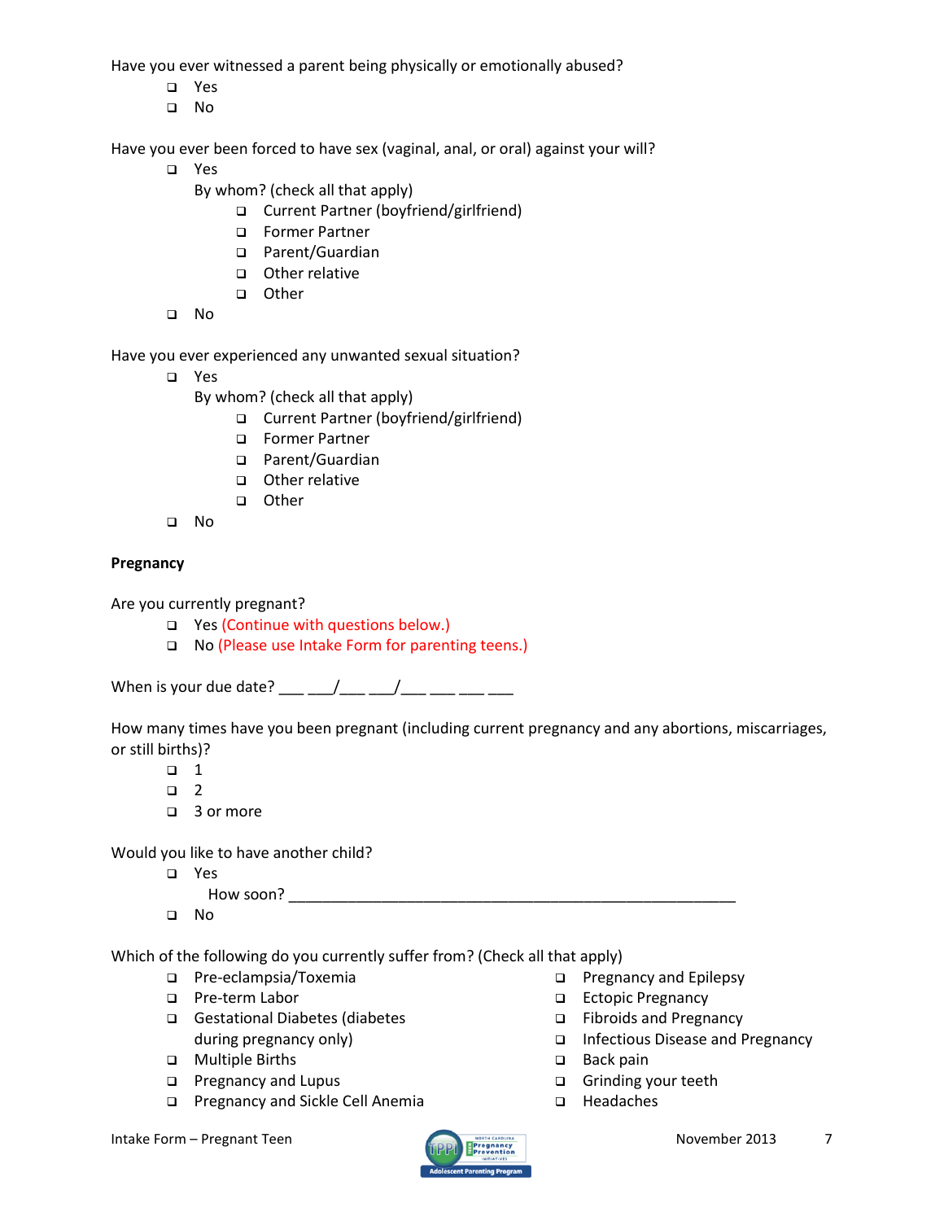Have you ever witnessed a parent being physically or emotionally abused?

- ❑ Yes
- ❑ No

Have you ever been forced to have sex (vaginal, anal, or oral) against your will?

- ❑ Yes

  By whom? (check all that apply)

  - ❑ Current Partner (boyfriend/girlfriend)
  - ❑ Former Partner
  - ❑ Parent/Guardian
  - ❑ Other relative
  - ❑ Other
- ❑ No

Have you ever experienced any unwanted sexual situation?

- ❑ Yes

  By whom? (check all that apply)

  - ❑ Current Partner (boyfriend/girlfriend)
  - ❑ Former Partner
  - ❑ Parent/Guardian
  - ❑ Other relative
  - ❑ Other
- ❑ No

**Pregnancy**

Are you currently pregnant?

- ❑ Yes (Continue with questions below.)
- ❑ No (Please use Intake Form for parenting teens.)

When is your due date? ___ ___/___ ___/___ ___ ___ ___

How many times have you been pregnant (including current pregnancy and any abortions, miscarriages, or still births)?

- ❑ 1
- ❑ 2
- ❑ 3 or more

Would you like to have another child?

- ❑ Yes

  How soon? ______________________________________________________
- ❑ No

Which of the following do you currently suffer from? (Check all that apply)

- ❑ Pre-eclampsia/Toxemia
- ❑ Pre-term Labor
- ❑ Gestational Diabetes (diabetes during pregnancy only)
- ❑ Multiple Births
- ❑ Pregnancy and Lupus
- ❑ Pregnancy and Sickle Cell Anemia
- ❑ Pregnancy and Epilepsy
- ❑ Ectopic Pregnancy
- ❑ Fibroids and Pregnancy
- ❑ Infectious Disease and Pregnancy
- ❑ Back pain
- ❑ Grinding your teeth
- ❑ Headaches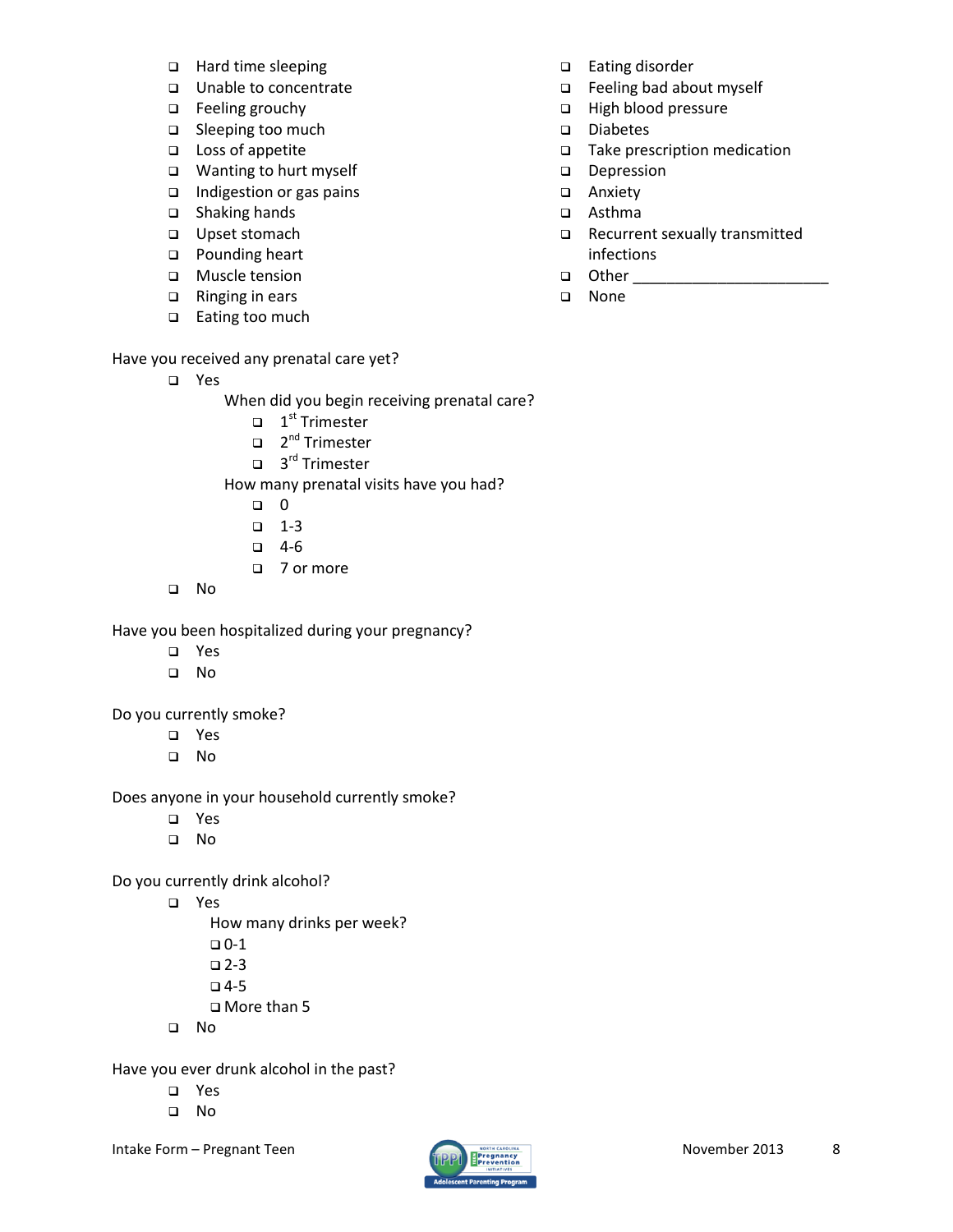- ❑ Hard time sleeping
- ❑ Unable to concentrate
- ❑ Feeling grouchy
- ❑ Sleeping too much
- ❑ Loss of appetite
- ❑ Wanting to hurt myself
- ❑ Indigestion or gas pains
- ❑ Shaking hands
- ❑ Upset stomach
- ❑ Pounding heart
- ❑ Muscle tension
- ❑ Ringing in ears
- ❑ Eating too much
- ❑ Eating disorder
- ❑ Feeling bad about myself
- ❑ High blood pressure
- ❑ Diabetes
- ❑ Take prescription medication
- ❑ Depression
- ❑ Anxiety
- ❑ Asthma
- ❑ Recurrent sexually transmitted infections
- ❑ Other ______________________
- ❑ None

Have you received any prenatal care yet?

- ❑ Yes
  - When did you begin receiving prenatal care?
    - ❑ 1st Trimester
    - ❑ 2nd Trimester
    - ❑ 3rd Trimester
  - How many prenatal visits have you had?
    - ❑ 0
    - ❑ 1-3
    - ❑ 4-6
    - ❑ 7 or more
- ❑ No

Have you been hospitalized during your pregnancy?

- ❑ Yes
- ❑ No

Do you currently smoke?

- ❑ Yes
- ❑ No

Does anyone in your household currently smoke?

- ❑ Yes
- ❑ No

Do you currently drink alcohol?

- ❑ Yes
  - How many drinks per week?
    - ❑ 0-1
    - ❑ 2-3
    - ❑ 4-5
    - ❑ More than 5
- ❑ No

Have you ever drunk alcohol in the past?

- ❑ Yes
- ❑ No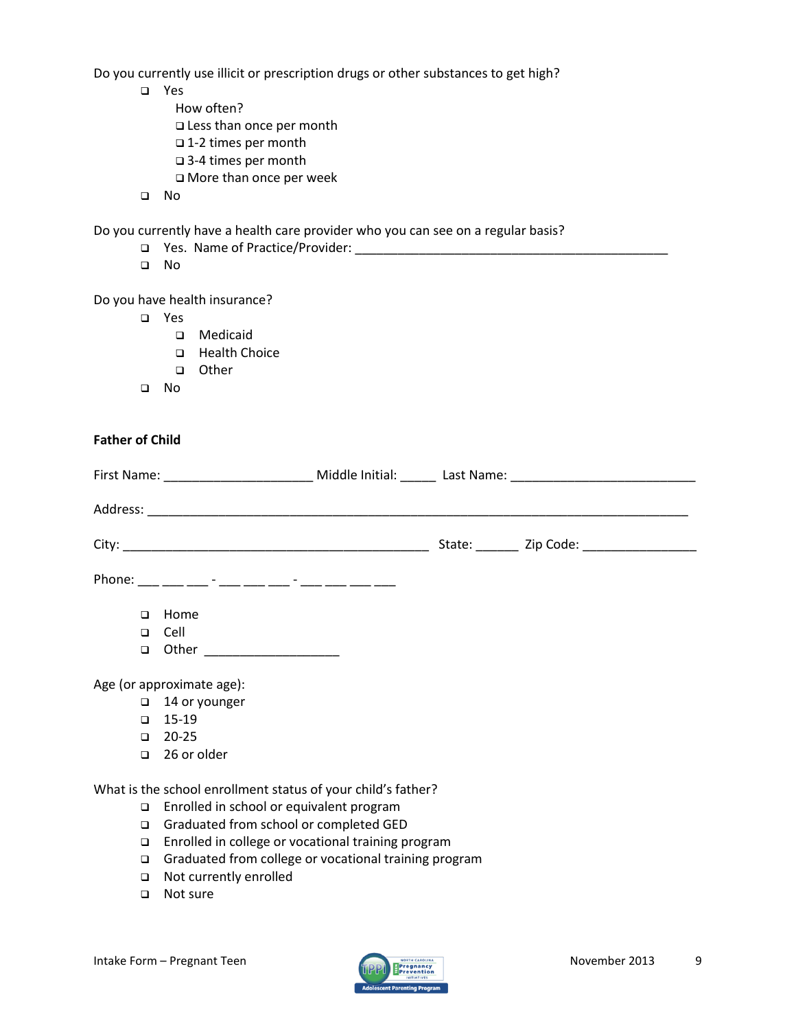Do you currently use illicit or prescription drugs or other substances to get high?

- ❑ Yes
  - How often?
  - ❑ Less than once per month
  - ❑ 1-2 times per month
  - ❑ 3-4 times per month
  - ❑ More than once per week
- ❑ No

Do you currently have a health care provider who you can see on a regular basis?

- ❑ Yes. Name of Practice/Provider: ___________________________________________
- ❑ No

Do you have health insurance?

- ❑ Yes
  - ❑ Medicaid
  - ❑ Health Choice
  - ❑ Other
- ❑ No

**Father of Child**

First Name: ____________________ Middle Initial: _____ Last Name: _________________________

Address: __________________________________________________________________________

City: _________________________________________ State: ______ Zip Code: _______________

Phone: ___ ___ ___ - ___ ___ ___ - ___ ___ ___ ___

- ❑ Home
- ❑ Cell
- ❑ Other __________________

Age (or approximate age):

- ❑ 14 or younger
- ❑ 15-19
- ❑ 20-25
- ❑ 26 or older

What is the school enrollment status of your child's father?

- ❑ Enrolled in school or equivalent program
- ❑ Graduated from school or completed GED
- ❑ Enrolled in college or vocational training program
- ❑ Graduated from college or vocational training program
- ❑ Not currently enrolled
- ❑ Not sure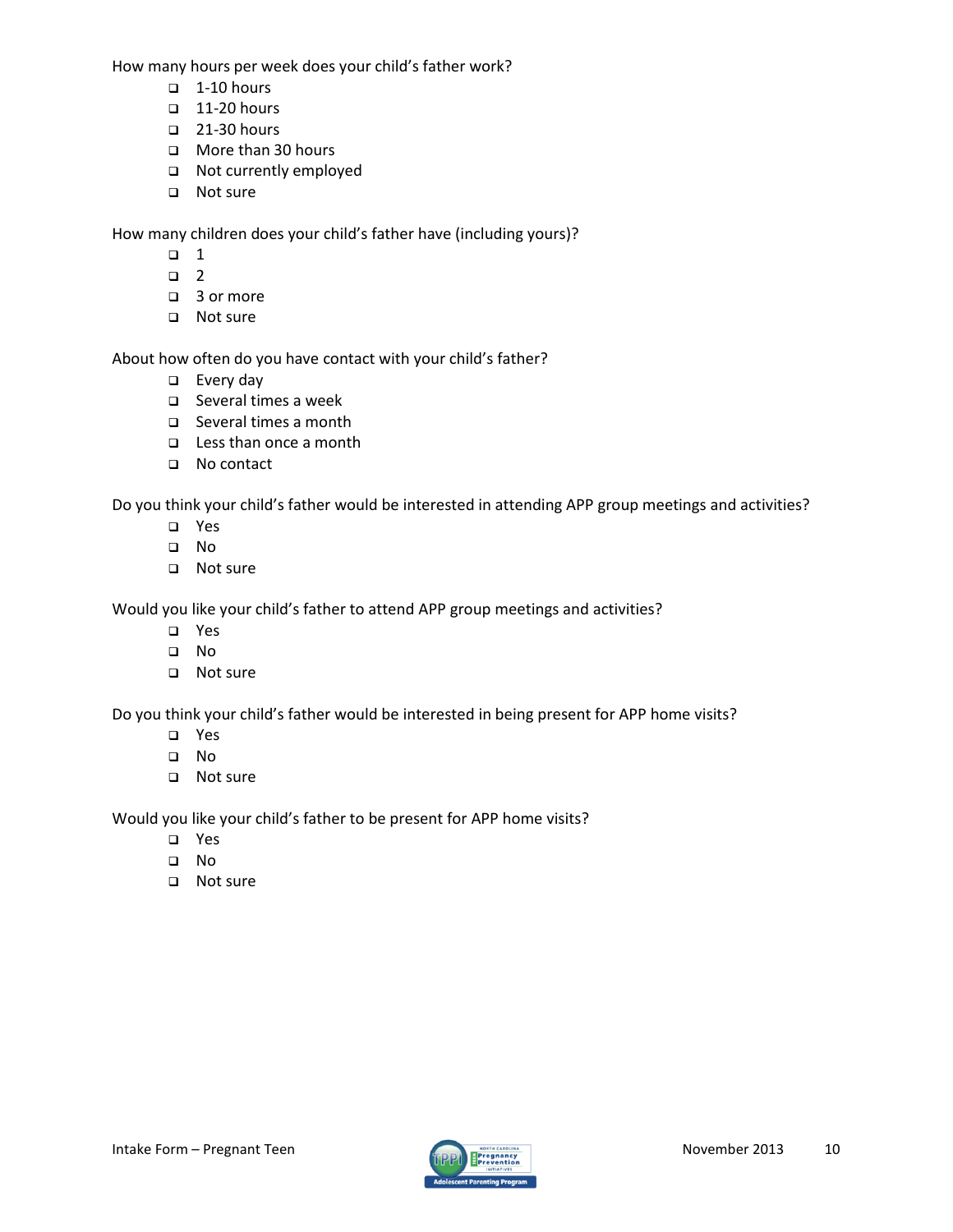How many hours per week does your child's father work?

- ☐ 1-10 hours
- ☐ 11-20 hours
- ☐ 21-30 hours
- ☐ More than 30 hours
- ☐ Not currently employed
- ☐ Not sure

How many children does your child's father have (including yours)?

- ☐ 1
- ☐ 2
- ☐ 3 or more
- ☐ Not sure

About how often do you have contact with your child's father?

- ☐ Every day
- ☐ Several times a week
- ☐ Several times a month
- ☐ Less than once a month
- ☐ No contact

Do you think your child's father would be interested in attending APP group meetings and activities?

- ☐ Yes
- ☐ No
- ☐ Not sure

Would you like your child's father to attend APP group meetings and activities?

- ☐ Yes
- ☐ No
- ☐ Not sure

Do you think your child's father would be interested in being present for APP home visits?

- ☐ Yes
- ☐ No
- ☐ Not sure

Would you like your child's father to be present for APP home visits?

- ☐ Yes
- ☐ No
- ☐ Not sure